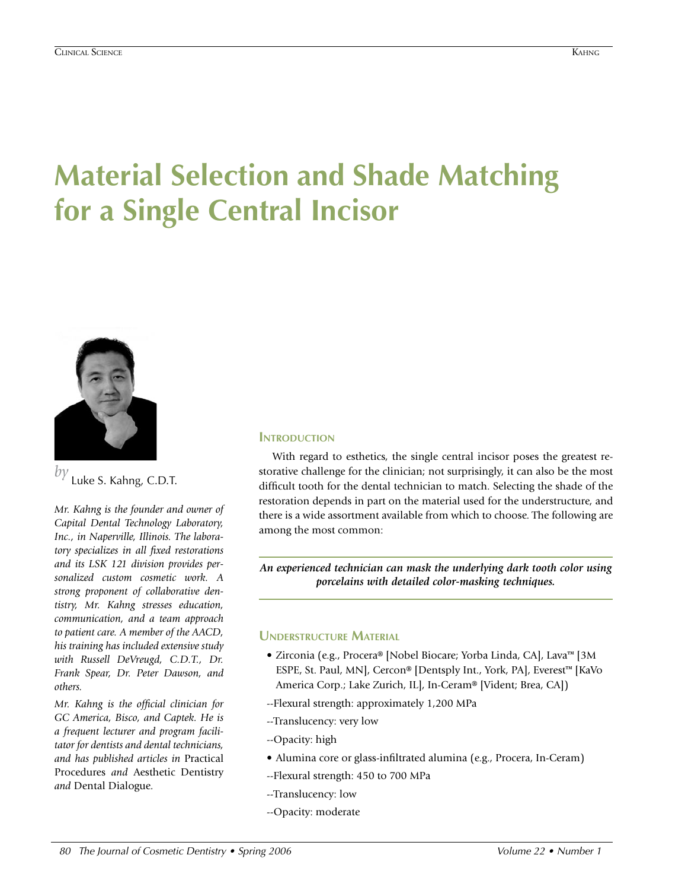# Material Selection and Shade Matching for a Single Central Incisor

*by* Luke S. Kahng, C.D.T.

*Mr. Kahng is the founder and owner of Capital Dental Technology Laboratory, Inc., in Naperville, Illinois. The laboratory specializes in all fixed restorations and its LSK 121 division provides personalized custom cosmetic work. A strong proponent of collaborative dentistry, Mr. Kahng stresses education, communication, and a team approach to patient care. A member of the AACD, his training has included extensive study with Russell DeVreugd, C.D.T., Dr. Frank Spear, Dr. Peter Dawson, and others.*

*Mr. Kahng is the official clinician for GC America, Bisco, and Captek. He is a frequent lecturer and program facilitator for dentists and dental technicians, and has published articles in* Practical Procedures *and* Aesthetic Dentistry *and* Dental Dialogue.

## Introduction

With regard to esthetics, the single central incisor poses the greatest restorative challenge for the clinician; not surprisingly, it can also be the most difficult tooth for the dental technician to match. Selecting the shade of the restoration depends in part on the material used for the understructure, and there is a wide assortment available from which to choose. The following are among the most common:

***An experienced technician can mask the underlying dark tooth color using porcelains with detailed color-masking techniques.***

## Understructure Material

- Zirconia (e.g., Procera® [Nobel Biocare; Yorba Linda, CA], Lava™ [3M ESPE, St. Paul, MN], Cercon® [Dentsply Int., York, PA], Everest™ [KaVo America Corp.; Lake Zurich, IL], In-Ceram® [Vident; Brea, CA])

--Flexural strength: approximately 1,200 MPa

--Translucency: very low

--Opacity: high

- Alumina core or glass-infiltrated alumina (e.g., Procera, In-Ceram)

--Flexural strength: 450 to 700 MPa

--Translucency: low

--Opacity: moderate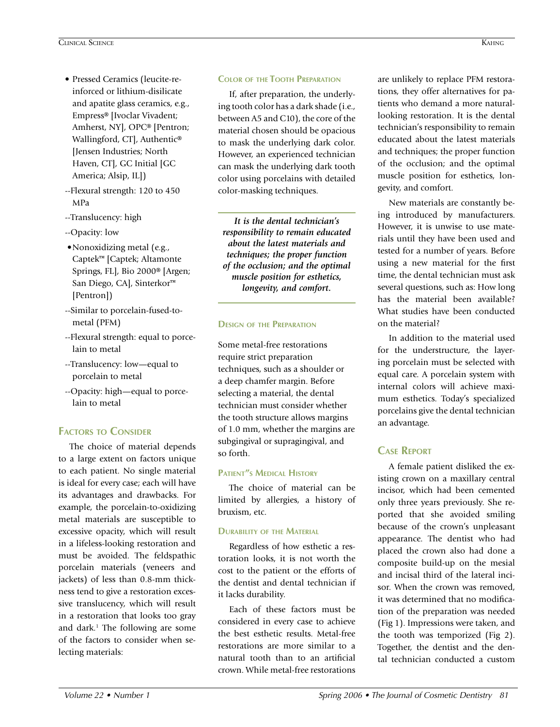- Pressed Ceramics (leucite-reinforced or lithium-disilicate and apatite glass ceramics, e.g., Empress® [Ivoclar Vivadent; Amherst, NY], OPC® [Pentron; Wallingford, CT], Authentic® [Jensen Industries; North Haven, CT], GC Initial [GC America; Alsip, IL])
  - --Flexural strength: 120 to 450 MPa
  - --Translucency: high
  - --Opacity: low
- Nonoxidizing metal (e.g., Captek™ [Captek; Altamonte Springs, FL], Bio 2000® [Argen; San Diego, CA], Sinterkor™ [Pentron])
  - --Similar to porcelain-fused-to-metal (PFM)
  - --Flexural strength: equal to porcelain to metal
  - --Translucency: low—equal to porcelain to metal
  - --Opacity: high—equal to porcelain to metal

## Factors to Consider

The choice of material depends to a large extent on factors unique to each patient. No single material is ideal for every case; each will have its advantages and drawbacks. For example, the porcelain-to-oxidizing metal materials are susceptible to excessive opacity, which will result in a lifeless-looking restoration and must be avoided. The feldspathic porcelain materials (veneers and jackets) of less than 0.8-mm thickness tend to give a restoration excessive translucency, which will result in a restoration that looks too gray and dark.[1] The following are some of the factors to consider when selecting materials:

### Color of the Tooth Preparation

If, after preparation, the underlying tooth color has a dark shade (i.e., between A5 and C10), the core of the material chosen should be opacious to mask the underlying dark color. However, an experienced technician can mask the underlying dark tooth color using porcelains with detailed color-masking techniques.

***It is the dental technician's responsibility to remain educated about the latest materials and techniques; the proper function of the occlusion; and the optimal muscle position for esthetics, longevity, and comfort.***

### Design of the Preparation

Some metal-free restorations require strict preparation techniques, such as a shoulder or a deep chamfer margin. Before selecting a material, the dental technician must consider whether the tooth structure allows margins of 1.0 mm, whether the margins are subgingival or supragingival, and so forth.

### Patient"s Medical History

The choice of material can be limited by allergies, a history of bruxism, etc.

### Durability of the Material

Regardless of how esthetic a restoration looks, it is not worth the cost to the patient or the efforts of the dentist and dental technician if it lacks durability.

Each of these factors must be considered in every case to achieve the best esthetic results. Metal-free restorations are more similar to a natural tooth than to an artificial crown. While metal-free restorations are unlikely to replace PFM restorations, they offer alternatives for patients who demand a more natural-looking restoration. It is the dental technician's responsibility to remain educated about the latest materials and techniques; the proper function of the occlusion; and the optimal muscle position for esthetics, longevity, and comfort.

New materials are constantly being introduced by manufacturers. However, it is unwise to use materials until they have been used and tested for a number of years. Before using a new material for the first time, the dental technician must ask several questions, such as: How long has the material been available? What studies have been conducted on the material?

In addition to the material used for the understructure, the layering porcelain must be selected with equal care. A porcelain system with internal colors will achieve maximum esthetics. Today's specialized porcelains give the dental technician an advantage.

## Case Report

A female patient disliked the existing crown on a maxillary central incisor, which had been cemented only three years previously. She reported that she avoided smiling because of the crown's unpleasant appearance. The dentist who had placed the crown also had done a composite build-up on the mesial and incisal third of the lateral incisor. When the crown was removed, it was determined that no modification of the preparation was needed (Fig 1). Impressions were taken, and the tooth was temporized (Fig 2). Together, the dentist and the dental technician conducted a custom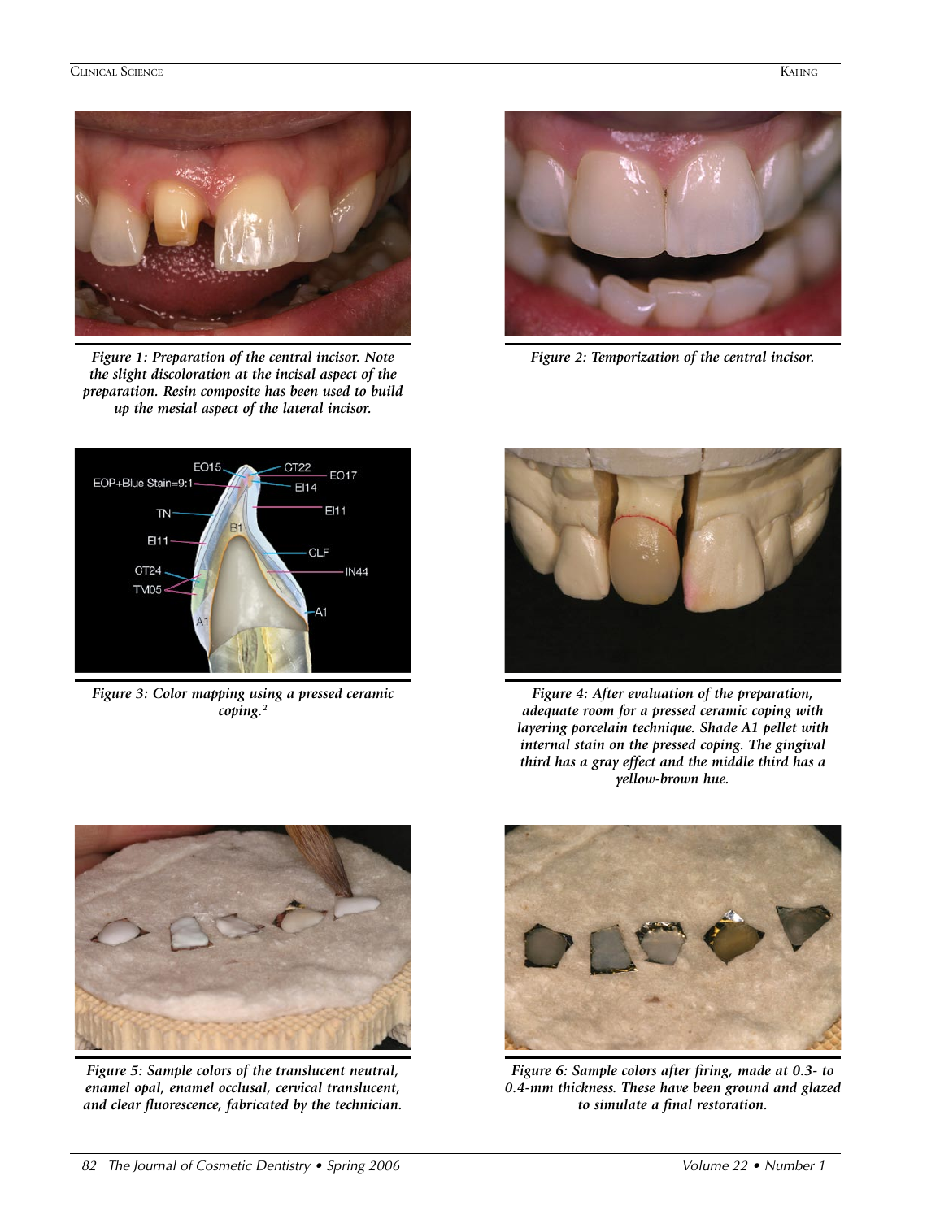Figure 1: Preparation of the central incisor. Note the slight discoloration at the incisal aspect of the preparation. Resin composite has been used to build up the mesial aspect of the lateral incisor.

Figure 2: Temporization of the central incisor.

Figure 3: Color mapping using a pressed ceramic coping.[2]

Figure 4: After evaluation of the preparation, adequate room for a pressed ceramic coping with layering porcelain technique. Shade A1 pellet with internal stain on the pressed coping. The gingival third has a gray effect and the middle third has a yellow-brown hue.

Figure 5: Sample colors of the translucent neutral, enamel opal, enamel occlusal, cervical translucent, and clear fluorescence, fabricated by the technician.

Figure 6: Sample colors after firing, made at 0.3- to 0.4-mm thickness. These have been ground and glazed to simulate a final restoration.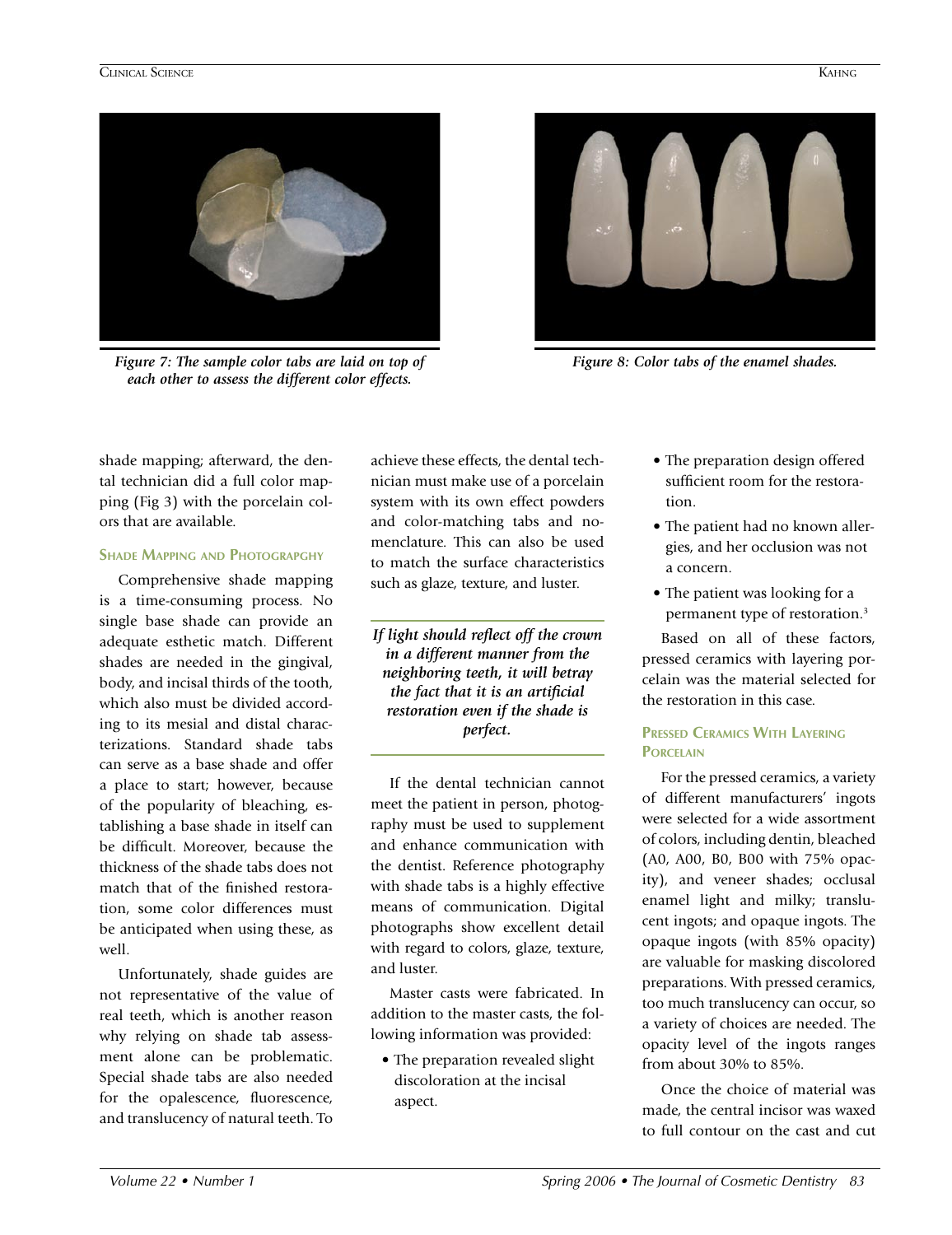*Figure 7: The sample color tabs are laid on top of each other to assess the different color effects.*

*Figure 8: Color tabs of the enamel shades.*

shade mapping; afterward, the dental technician did a full color mapping (Fig 3) with the porcelain colors that are available.

### Shade Mapping and Photograpghy

Comprehensive shade mapping is a time-consuming process. No single base shade can provide an adequate esthetic match. Different shades are needed in the gingival, body, and incisal thirds of the tooth, which also must be divided according to its mesial and distal characterizations. Standard shade tabs can serve as a base shade and offer a place to start; however, because of the popularity of bleaching, establishing a base shade in itself can be difficult. Moreover, because the thickness of the shade tabs does not match that of the finished restoration, some color differences must be anticipated when using these, as well.

Unfortunately, shade guides are not representative of the value of real teeth, which is another reason why relying on shade tab assessment alone can be problematic. Special shade tabs are also needed for the opalescence, fluorescence, and translucency of natural teeth. To achieve these effects, the dental technician must make use of a porcelain system with its own effect powders and color-matching tabs and nomenclature. This can also be used to match the surface characteristics such as glaze, texture, and luster.

> ***If light should reflect off the crown in a different manner from the neighboring teeth, it will betray the fact that it is an artificial restoration even if the shade is perfect.***

If the dental technician cannot meet the patient in person, photography must be used to supplement and enhance communication with the dentist. Reference photography with shade tabs is a highly effective means of communication. Digital photographs show excellent detail with regard to colors, glaze, texture, and luster.

Master casts were fabricated. In addition to the master casts, the following information was provided:

- The preparation revealed slight discoloration at the incisal aspect.
- The preparation design offered sufficient room for the restoration.
- The patient had no known allergies, and her occlusion was not a concern.
- The patient was looking for a permanent type of restoration.[3]

Based on all of these factors, pressed ceramics with layering porcelain was the material selected for the restoration in this case.

### Pressed Ceramics With Layering Porcelain

For the pressed ceramics, a variety of different manufacturers' ingots were selected for a wide assortment of colors, including dentin, bleached (A0, A00, B0, B00 with 75% opacity), and veneer shades; occlusal enamel light and milky; translucent ingots; and opaque ingots. The opaque ingots (with 85% opacity) are valuable for masking discolored preparations. With pressed ceramics, too much translucency can occur, so a variety of choices are needed. The opacity level of the ingots ranges from about 30% to 85%.

Once the choice of material was made, the central incisor was waxed to full contour on the cast and cut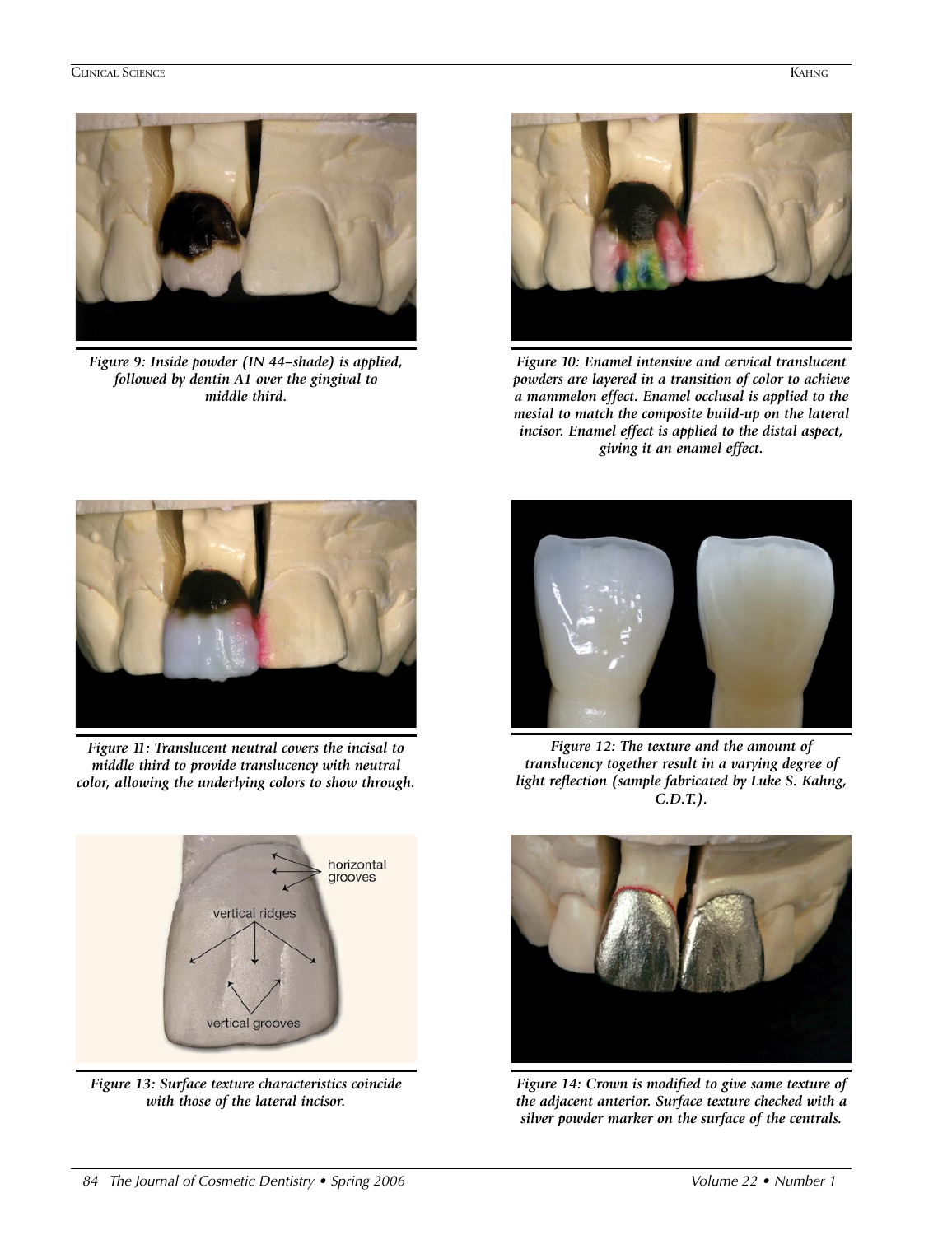*Figure 9: Inside powder (IN 44–shade) is applied, followed by dentin A1 over the gingival to middle third.*

*Figure 10: Enamel intensive and cervical translucent powders are layered in a transition of color to achieve a mammelon effect. Enamel occlusal is applied to the mesial to match the composite build-up on the lateral incisor. Enamel effect is applied to the distal aspect, giving it an enamel effect.*

*Figure 11: Translucent neutral covers the incisal to middle third to provide translucency with neutral color, allowing the underlying colors to show through.*

*Figure 12: The texture and the amount of translucency together result in a varying degree of light reflection (sample fabricated by Luke S. Kahng, C.D.T.).*

*Figure 13: Surface texture characteristics coincide with those of the lateral incisor.*

*Figure 14: Crown is modified to give same texture of the adjacent anterior. Surface texture checked with a silver powder marker on the surface of the centrals.*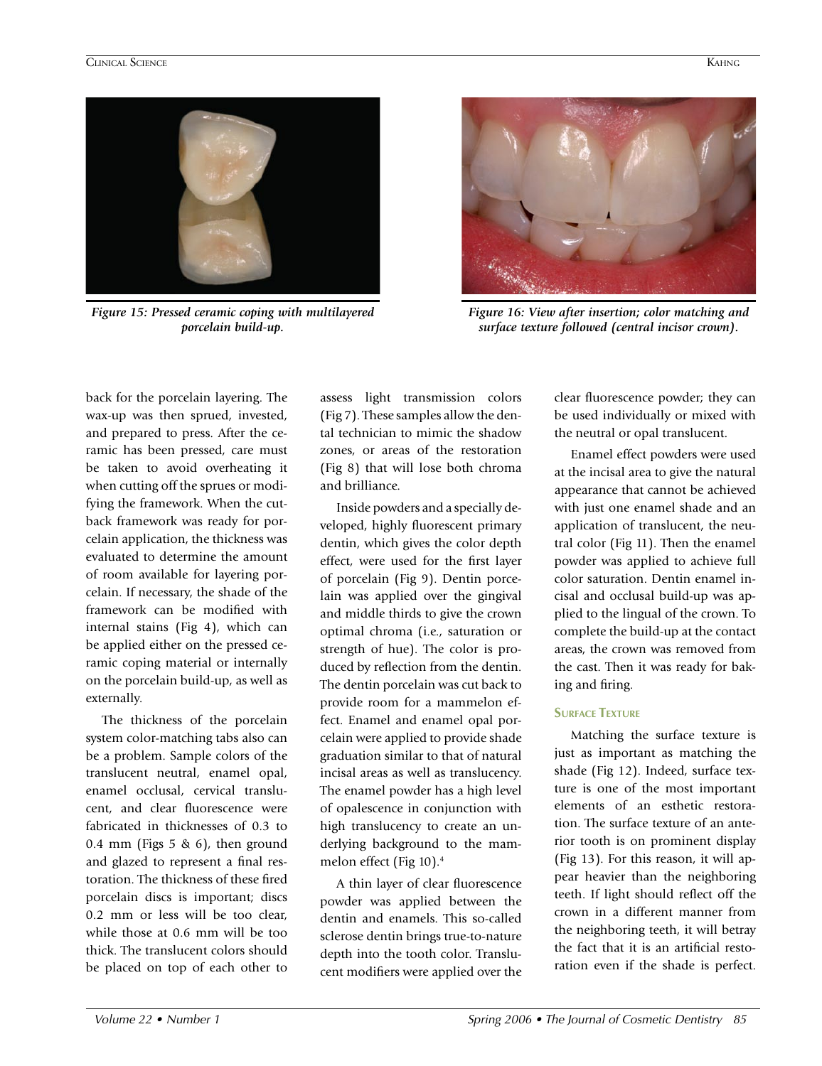*Figure 15: Pressed ceramic coping with multilayered porcelain build-up.*

*Figure 16: View after insertion; color matching and surface texture followed (central incisor crown).*

back for the porcelain layering. The wax-up was then sprued, invested, and prepared to press. After the ceramic has been pressed, care must be taken to avoid overheating it when cutting off the sprues or modifying the framework. When the cut-back framework was ready for porcelain application, the thickness was evaluated to determine the amount of room available for layering porcelain. If necessary, the shade of the framework can be modified with internal stains (Fig 4), which can be applied either on the pressed ceramic coping material or internally on the porcelain build-up, as well as externally.

The thickness of the porcelain system color-matching tabs also can be a problem. Sample colors of the translucent neutral, enamel opal, enamel occlusal, cervical translucent, and clear fluorescence were fabricated in thicknesses of 0.3 to 0.4 mm (Figs 5 & 6), then ground and glazed to represent a final restoration. The thickness of these fired porcelain discs is important; discs 0.2 mm or less will be too clear, while those at 0.6 mm will be too thick. The translucent colors should be placed on top of each other to assess light transmission colors (Fig 7). These samples allow the dental technician to mimic the shadow zones, or areas of the restoration (Fig 8) that will lose both chroma and brilliance.

Inside powders and a specially developed, highly fluorescent primary dentin, which gives the color depth effect, were used for the first layer of porcelain (Fig 9). Dentin porcelain was applied over the gingival and middle thirds to give the crown optimal chroma (i.e., saturation or strength of hue). The color is produced by reflection from the dentin. The dentin porcelain was cut back to provide room for a mammelon effect. Enamel and enamel opal porcelain were applied to provide shade graduation similar to that of natural incisal areas as well as translucency. The enamel powder has a high level of opalescence in conjunction with high translucency to create an underlying background to the mammelon effect (Fig 10).[4]

A thin layer of clear fluorescence powder was applied between the dentin and enamels. This so-called sclerose dentin brings true-to-nature depth into the tooth color. Translucent modifiers were applied over the clear fluorescence powder; they can be used individually or mixed with the neutral or opal translucent.

Enamel effect powders were used at the incisal area to give the natural appearance that cannot be achieved with just one enamel shade and an application of translucent, the neutral color (Fig 11). Then the enamel powder was applied to achieve full color saturation. Dentin enamel incisal and occlusal build-up was applied to the lingual of the crown. To complete the build-up at the contact areas, the crown was removed from the cast. Then it was ready for baking and firing.

### Surface Texture

Matching the surface texture is just as important as matching the shade (Fig 12). Indeed, surface texture is one of the most important elements of an esthetic restoration. The surface texture of an anterior tooth is on prominent display (Fig 13). For this reason, it will appear heavier than the neighboring teeth. If light should reflect off the crown in a different manner from the neighboring teeth, it will betray the fact that it is an artificial restoration even if the shade is perfect.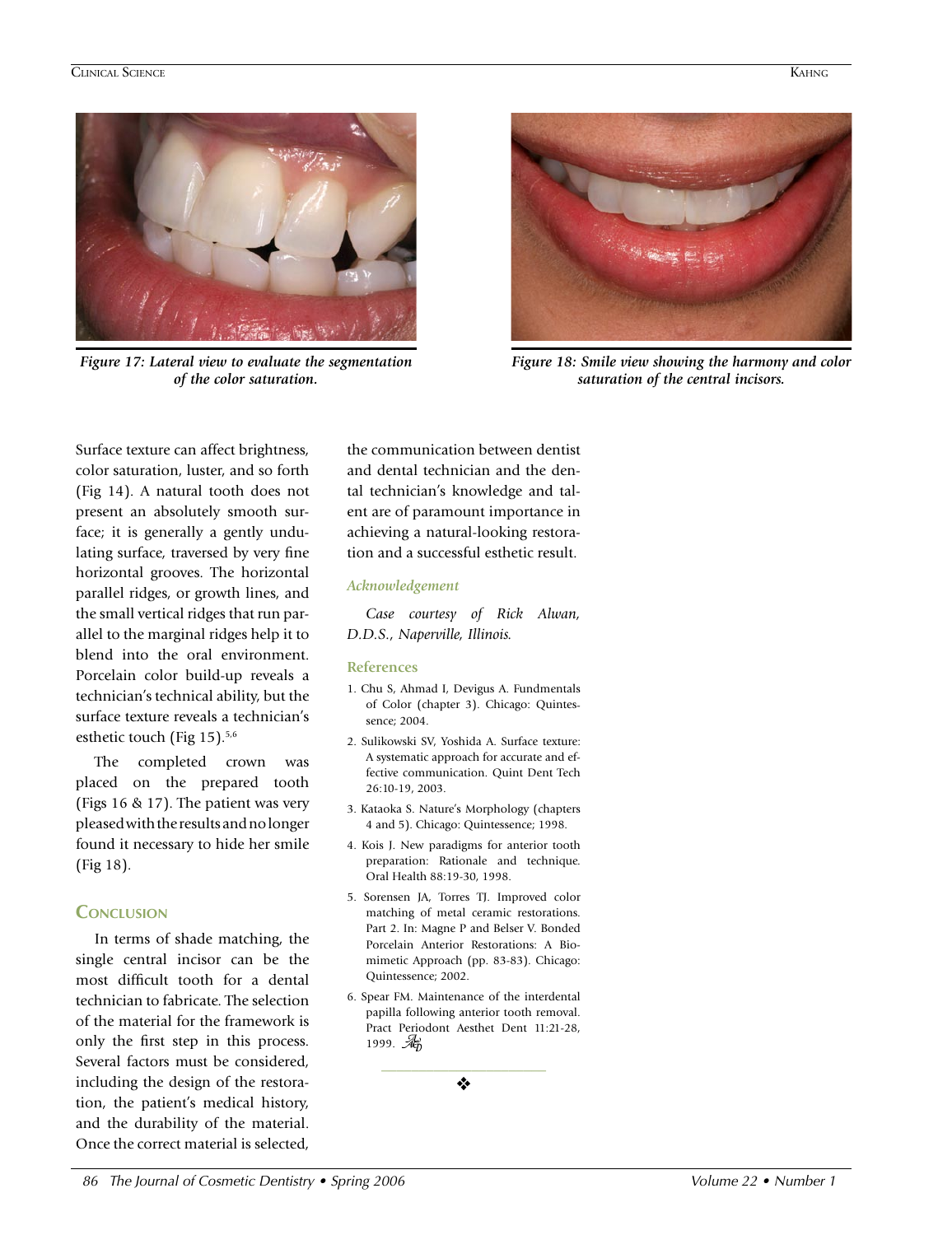*Figure 17: Lateral view to evaluate the segmentation of the color saturation.*

*Figure 18: Smile view showing the harmony and color saturation of the central incisors.*

Surface texture can affect brightness, color saturation, luster, and so forth (Fig 14). A natural tooth does not present an absolutely smooth surface; it is generally a gently undulating surface, traversed by very fine horizontal grooves. The horizontal parallel ridges, or growth lines, and the small vertical ridges that run parallel to the marginal ridges help it to blend into the oral environment. Porcelain color build-up reveals a technician's technical ability, but the surface texture reveals a technician's esthetic touch (Fig 15).[5,6]

The completed crown was placed on the prepared tooth (Figs 16 & 17). The patient was very pleased with the results and no longer found it necessary to hide her smile (Fig 18).

## Conclusion

In terms of shade matching, the single central incisor can be the most difficult tooth for a dental technician to fabricate. The selection of the material for the framework is only the first step in this process. Several factors must be considered, including the design of the restoration, the patient's medical history, and the durability of the material. Once the correct material is selected, the communication between dentist and dental technician and the dental technician's knowledge and talent are of paramount importance in achieving a natural-looking restoration and a successful esthetic result.

### *Acknowledgement*

*Case courtesy of Rick Alwan, D.D.S., Naperville, Illinois.*

### References

1. Chu S, Ahmad I, Devigus A. Fundmentals of Color (chapter 3). Chicago: Quintessence; 2004.
2. Sulikowski SV, Yoshida A. Surface texture: A systematic approach for accurate and effective communication. Quint Dent Tech 26:10-19, 2003.
3. Kataoka S. Nature's Morphology (chapters 4 and 5). Chicago: Quintessence; 1998.
4. Kois J. New paradigms for anterior tooth preparation: Rationale and technique. Oral Health 88:19-30, 1998.
5. Sorensen JA, Torres TJ. Improved color matching of metal ceramic restorations. Part 2. In: Magne P and Belser V. Bonded Porcelain Anterior Restorations: A Biomimetic Approach (pp. 83-83). Chicago: Quintessence; 2002.
6. Spear FM. Maintenance of the interdental papilla following anterior tooth removal. Pract Periodont Aesthet Dent 11:21-28, 1999.